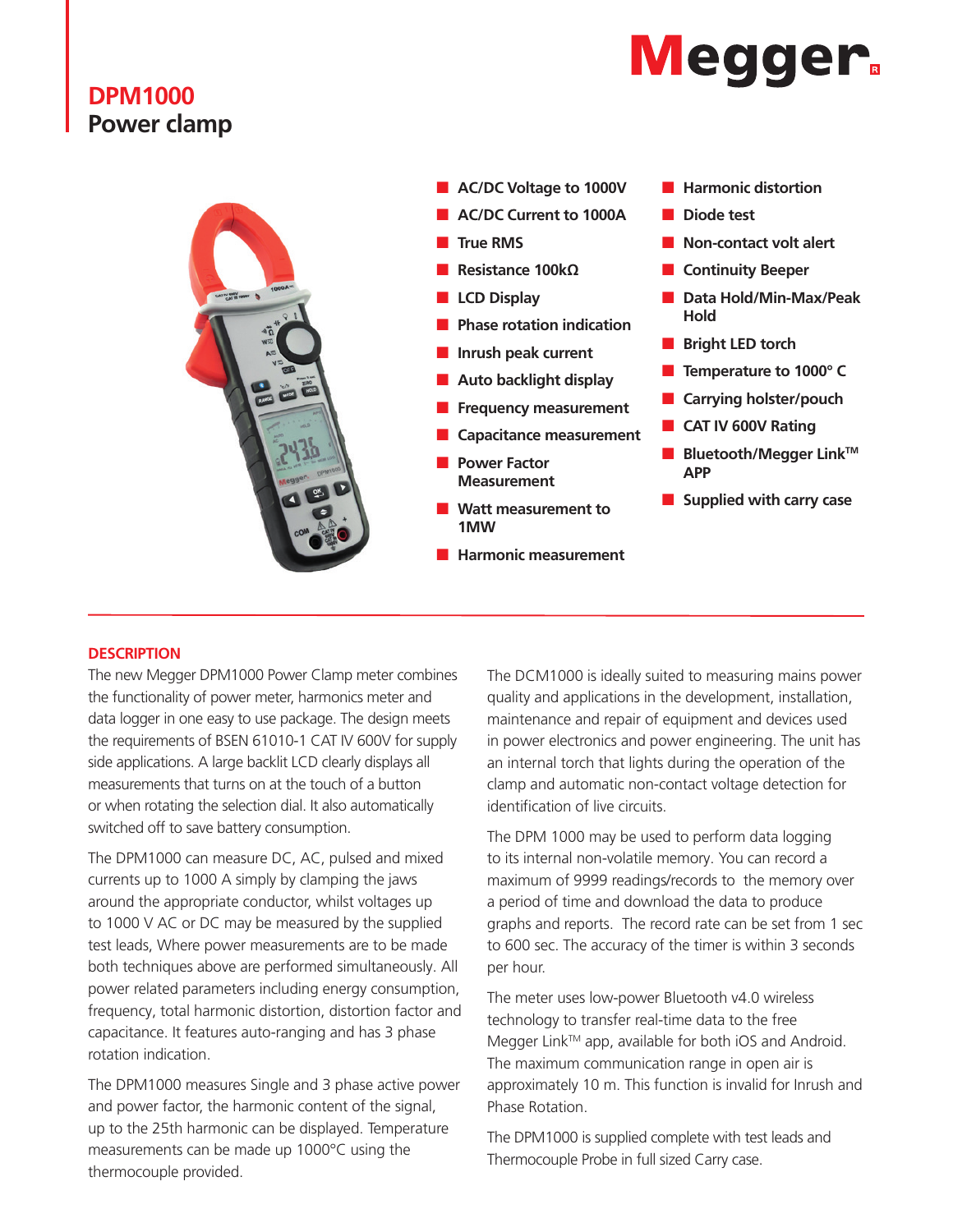Megger.

# DPM1000
## Power clamp

- AC/DC Voltage to 1000V
- AC/DC Current to 1000A
- True RMS
- Resistance 100kΩ
- LCD Display
- Phase rotation indication
- Inrush peak current
- Auto backlight display
- Frequency measurement
- Capacitance measurement
- Power Factor Measurement
- Watt measurement to 1MW
- Harmonic measurement
- Harmonic distortion
- Diode test
- Non-contact volt alert
- Continuity Beeper
- Data Hold/Min-Max/Peak Hold
- Bright LED torch
- Temperature to 1000° C
- Carrying holster/pouch
- CAT IV 600V Rating
- Bluetooth/Megger Link™ APP
- Supplied with carry case

### DESCRIPTION

The new Megger DPM1000 Power Clamp meter combines the functionality of power meter, harmonics meter and data logger in one easy to use package. The design meets the requirements of BSEN 61010-1 CAT IV 600V for supply side applications. A large backlit LCD clearly displays all measurements that turns on at the touch of a button or when rotating the selection dial. It also automatically switched off to save battery consumption.

The DPM1000 can measure DC, AC, pulsed and mixed currents up to 1000 A simply by clamping the jaws around the appropriate conductor, whilst voltages up to 1000 V AC or DC may be measured by the supplied test leads, Where power measurements are to be made both techniques above are performed simultaneously. All power related parameters including energy consumption, frequency, total harmonic distortion, distortion factor and capacitance. It features auto-ranging and has 3 phase rotation indication.

The DPM1000 measures Single and 3 phase active power and power factor, the harmonic content of the signal, up to the 25th harmonic can be displayed. Temperature measurements can be made up 1000°C using the thermocouple provided.

The DCM1000 is ideally suited to measuring mains power quality and applications in the development, installation, maintenance and repair of equipment and devices used in power electronics and power engineering. The unit has an internal torch that lights during the operation of the clamp and automatic non-contact voltage detection for identification of live circuits.

The DPM 1000 may be used to perform data logging to its internal non-volatile memory. You can record a maximum of 9999 readings/records to the memory over a period of time and download the data to produce graphs and reports. The record rate can be set from 1 sec to 600 sec. The accuracy of the timer is within 3 seconds per hour.

The meter uses low-power Bluetooth v4.0 wireless technology to transfer real-time data to the free Megger Link™ app, available for both iOS and Android. The maximum communication range in open air is approximately 10 m. This function is invalid for Inrush and Phase Rotation.

The DPM1000 is supplied complete with test leads and Thermocouple Probe in full sized Carry case.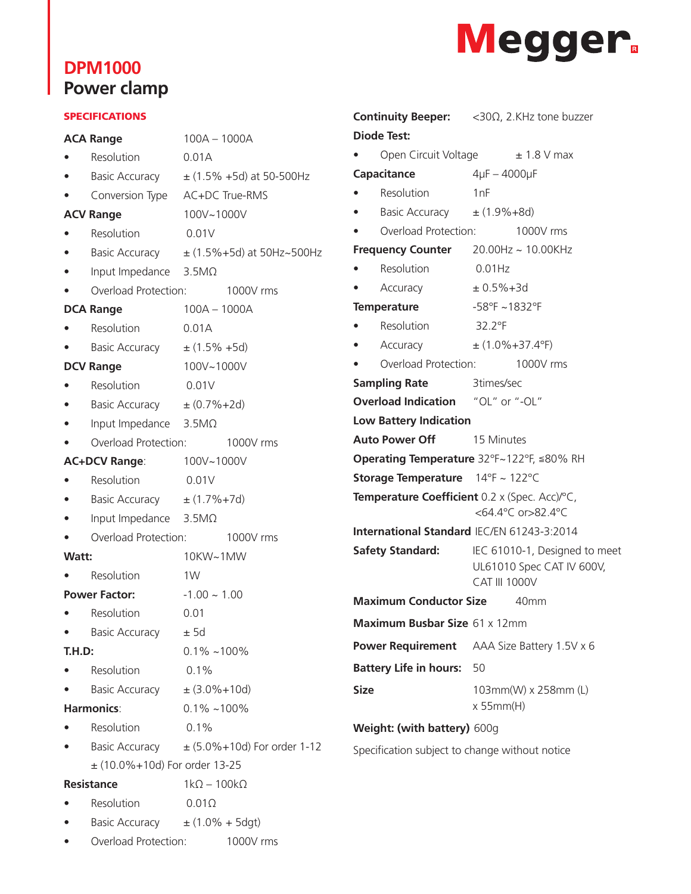Megger.

# DPM1000
## Power clamp

### SPECIFICATIONS

**ACA Range** 100A – 1000A
- Resolution 0.01A
- Basic Accuracy ± (1.5% +5d) at 50-500Hz
- Conversion Type AC+DC True-RMS

**ACV Range** 100V~1000V
- Resolution 0.01V
- Basic Accuracy ± (1.5%+5d) at 50Hz~500Hz
- Input Impedance 3.5MΩ
- Overload Protection: 1000V rms

**DCA Range** 100A – 1000A
- Resolution 0.01A
- Basic Accuracy ± (1.5% +5d)

**DCV Range** 100V~1000V
- Resolution 0.01V
- Basic Accuracy ± (0.7%+2d)
- Input Impedance 3.5MΩ
- Overload Protection: 1000V rms

**AC+DCV Range**: 100V~1000V
- Resolution 0.01V
- Basic Accuracy ± (1.7%+7d)
- Input Impedance 3.5MΩ
- Overload Protection: 1000V rms

**Watt:** 10KW~1MW
- Resolution 1W

**Power Factor:** -1.00 ~ 1.00
- Resolution 0.01
- Basic Accuracy ± 5d

**T.H.D:** 0.1% ~100%
- Resolution 0.1%
- Basic Accuracy ± (3.0%+10d)

**Harmonics**: 0.1% ~100%
- Resolution 0.1%
- Basic Accuracy ± (5.0%+10d) For order 1-12
  ± (10.0%+10d) For order 13-25

**Resistance** 1kΩ – 100kΩ
- Resolution 0.01Ω
- Basic Accuracy ± (1.0% + 5dgt)
- Overload Protection: 1000V rms

**Continuity Beeper:** <30Ω, 2.KHz tone buzzer

**Diode Test:**
- Open Circuit Voltage ± 1.8 V max

**Capacitance** 4μF – 4000μF
- Resolution 1nF
- Basic Accuracy ± (1.9%+8d)
- Overload Protection: 1000V rms

**Frequency Counter** 20.00Hz ~ 10.00KHz
- Resolution 0.01Hz
- Accuracy ± 0.5%+3d

**Temperature** -58°F ~1832°F
- Resolution 32.2°F
- Accuracy ± (1.0%+37.4°F)
- Overload Protection: 1000V rms

**Sampling Rate** 3times/sec

**Overload Indication** "OL" or "-OL"

**Low Battery Indication**

**Auto Power Off** 15 Minutes

**Operating Temperature** 32°F~122°F, ≦80% RH

**Storage Temperature** 14°F ~ 122°C

**Temperature Coefficient** 0.2 x (Spec. Acc)/°C, <64.4°C or>82.4°C

**International Standard** IEC/EN 61243-3:2014

**Safety Standard:** IEC 61010-1, Designed to meet UL61010 Spec CAT IV 600V, CAT III 1000V

**Maximum Conductor Size** 40mm

**Maximum Busbar Size** 61 x 12mm

**Power Requirement** AAA Size Battery 1.5V x 6

**Battery Life in hours:** 50

**Size** 103mm(W) x 258mm (L) x 55mm(H)

**Weight: (with battery)** 600g

Specification subject to change without notice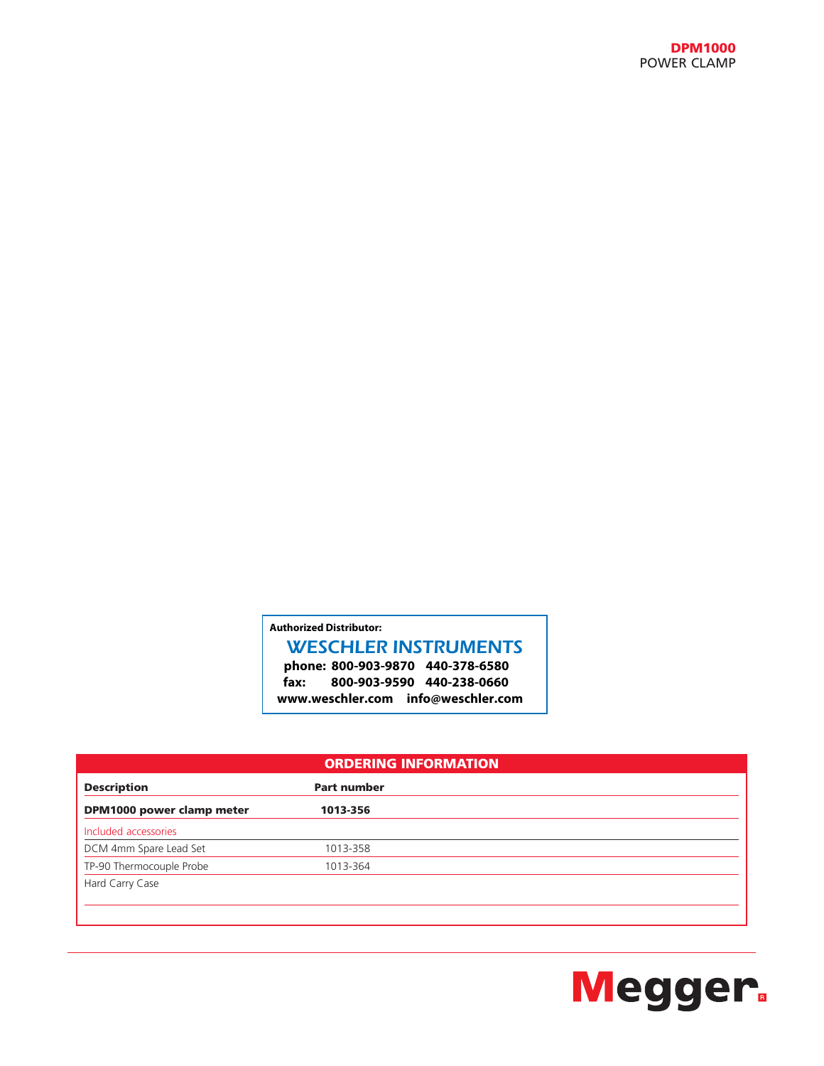Authorized Distributor:

**WESCHLER INSTRUMENTS**

**phone: 800-903-9870 440-378-6580**
**fax: 800-903-9590 440-238-0660**
**www.weschler.com info@weschler.com**

## ORDERING INFORMATION

| Description | Part number |
|---|---|
| **DPM1000 power clamp meter** | **1013-356** |
| Included accessories | |
| DCM 4mm Spare Lead Set | 1013-358 |
| TP-90 Thermocouple Probe | 1013-364 |
| Hard Carry Case | |

Megger